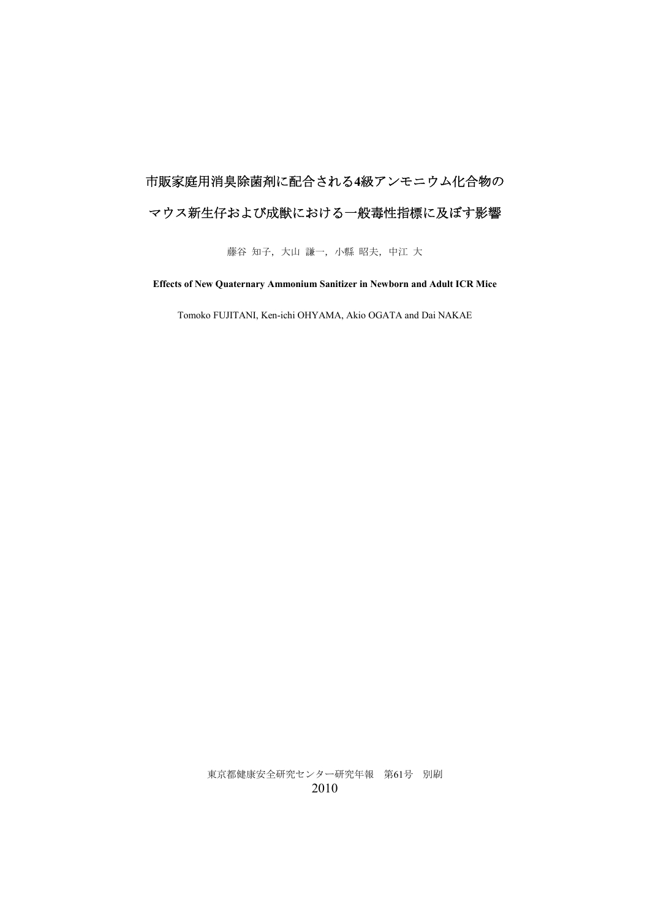# 市販家庭用消臭除菌剤に配合される4級アンモニウム化合物の
# マウス新生仔および成獣における一般毒性指標に及ぼす影響

藤谷 知子，大山 謙一，小縣 昭夫，中江 大

**Effects of New Quaternary Ammonium Sanitizer in Newborn and Adult ICR Mice**

Tomoko FUJITANI, Ken-ichi OHYAMA, Akio OGATA and Dai NAKAE

東京都健康安全研究センター研究年報　第61号　別刷

2010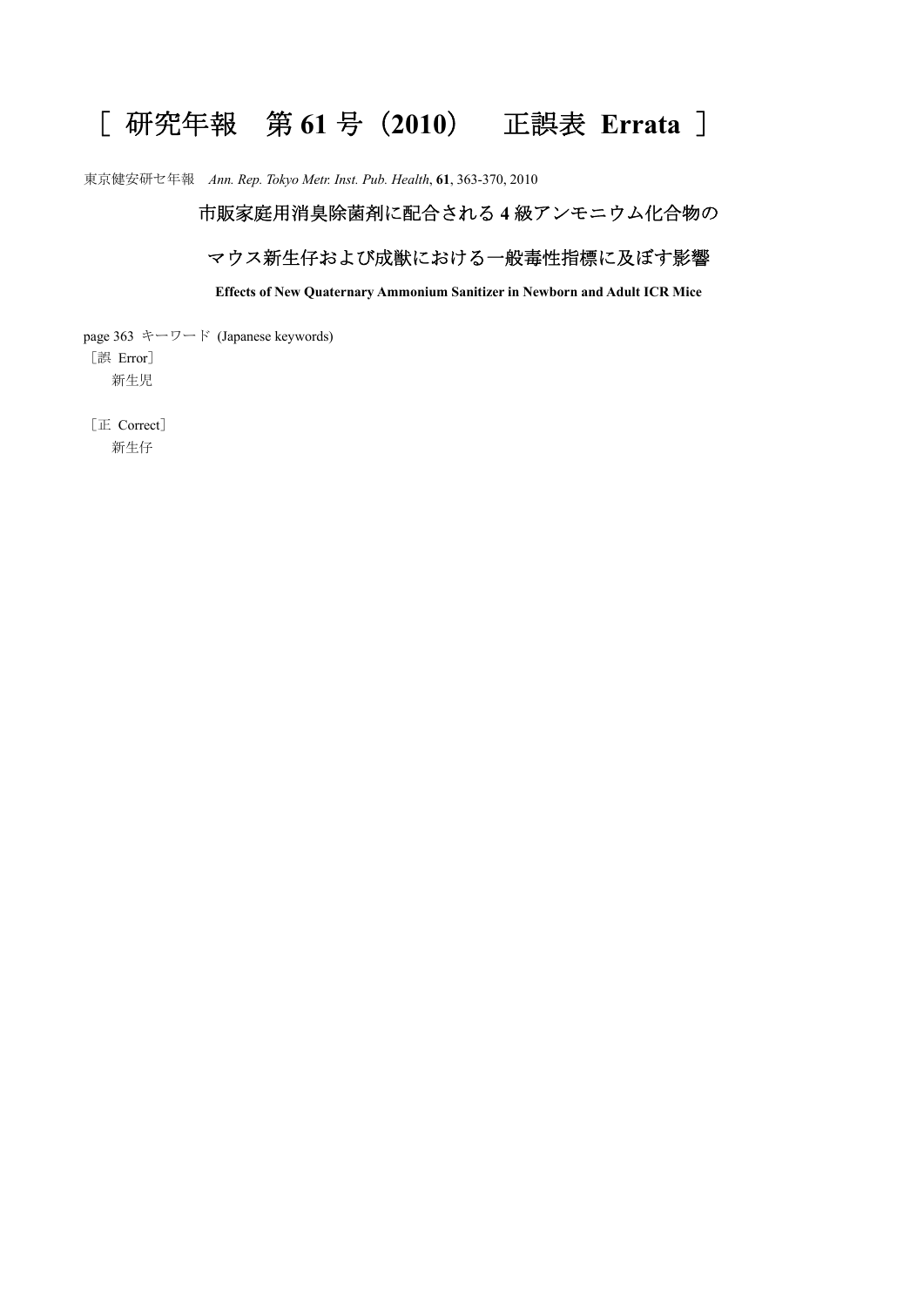# ［ 研究年報　第 61 号（2010）　正誤表 Errata ］

東京健安研セ年報　*Ann. Rep. Tokyo Metr. Inst. Pub. Health*, **61**, 363-370, 2010

## 市販家庭用消臭除菌剤に配合される 4 級アンモニウム化合物の

## マウス新生仔および成獣における一般毒性指標に及ぼす影響

**Effects of New Quaternary Ammonium Sanitizer in Newborn and Adult ICR Mice**

page 363　キーワード (Japanese keywords)

［誤 Error］

新生児

［正 Correct］

新生仔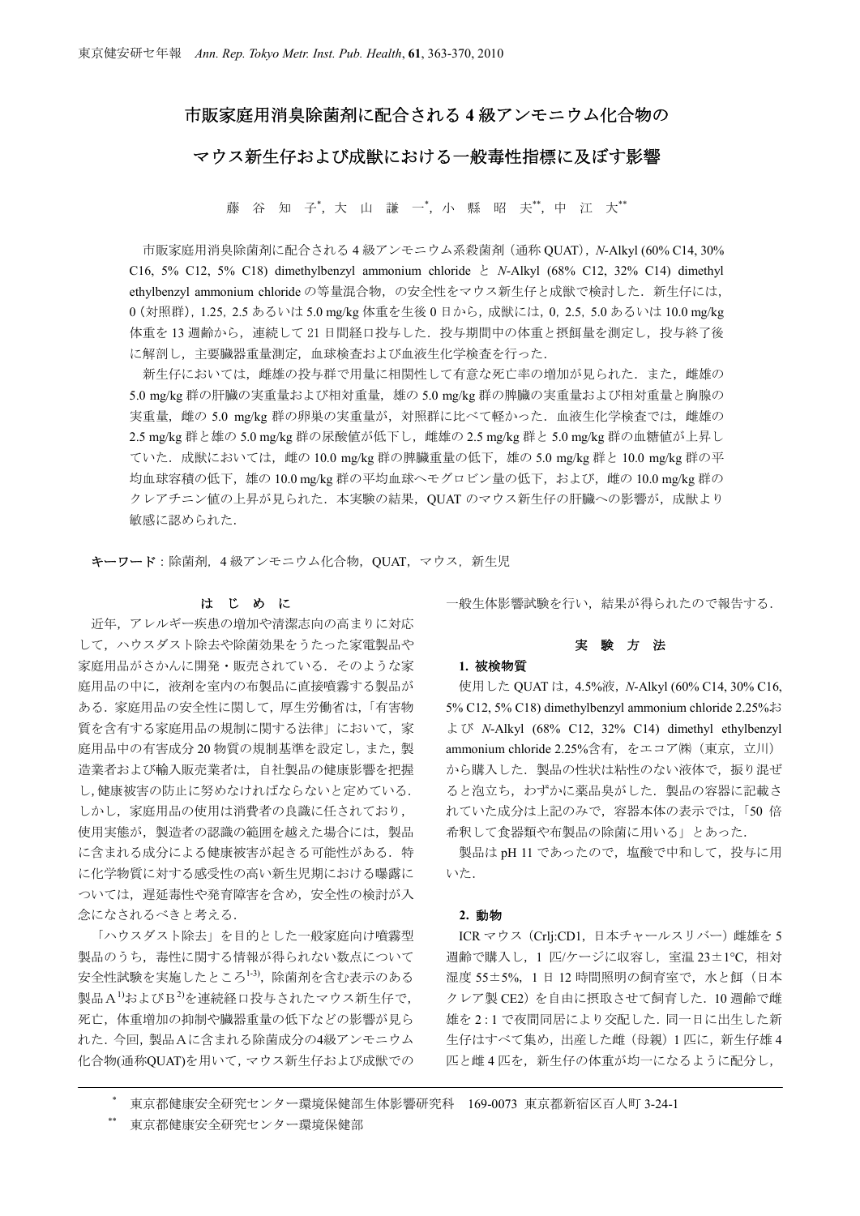# 市販家庭用消臭除菌剤に配合される 4 級アンモニウム化合物の マウス新生仔および成獣における一般毒性指標に及ぼす影響

藤 谷 知 子*, 大 山 謙 一*, 小 縣 昭 夫**, 中 江 大**

市販家庭用消臭除菌剤に配合される 4 級アンモニウム系殺菌剤（通称 QUAT），*N*-Alkyl (60% C14, 30% C16, 5% C12, 5% C18) dimethylbenzyl ammonium chloride と *N*-Alkyl (68% C12, 32% C14) dimethyl ethylbenzyl ammonium chloride の等量混合物，の安全性をマウス新生仔と成獣で検討した．新生仔には，0（対照群），1.25，2.5 あるいは 5.0 mg/kg 体重を生後 0 日から，成獣には，0，2.5，5.0 あるいは 10.0 mg/kg 体重を 13 週齢から，連続して 21 日間経口投与した．投与期間中の体重と摂餌量を測定し，投与終了後に解剖し，主要臓器重量測定，血球検査および血液生化学検査を行った．

新生仔においては，雌雄の投与群で用量に相関性して有意な死亡率の増加が見られた．また，雌雄の 5.0 mg/kg 群の肝臓の実重量および相対重量，雄の 5.0 mg/kg 群の脾臓の実重量および相対重量と胸腺の実重量，雌の 5.0 mg/kg 群の卵巣の実重量が，対照群に比べて軽かった．血液生化学検査では，雌雄の 2.5 mg/kg 群と雄の 5.0 mg/kg 群の尿酸値が低下し，雌雄の 2.5 mg/kg 群と 5.0 mg/kg 群の血糖値が上昇していた．成獣においては，雌の 10.0 mg/kg 群の脾臓重量の低下，雄の 5.0 mg/kg 群と 10.0 mg/kg 群の平均血球容積の低下，雄の 10.0 mg/kg 群の平均血球ヘモグロビン量の低下，および，雌の 10.0 mg/kg 群のクレアチニン値の上昇が見られた．本実験の結果，QUAT のマウス新生仔の肝臓への影響が，成獣より敏感に認められた．

**キーワード**：除菌剤，4 級アンモニウム化合物，QUAT，マウス，新生児

## は じ め に

近年，アレルギー疾患の増加や清潔志向の高まりに対応して，ハウスダスト除去や除菌効果をうたった家電製品や家庭用品がさかんに開発・販売されている．そのような家庭用品の中に，液剤を室内の布製品に直接噴霧する製品がある．家庭用品の安全性に関して，厚生労働省は，「有害物質を含有する家庭用品の規制に関する法律」において，家庭用品中の有害成分 20 物質の規制基準を設定し，また，製造業者および輸入販売業者は，自社製品の健康影響を把握し，健康被害の防止に努めなければならないと定めている．しかし，家庭用品の使用は消費者の良識に任されており，使用実態が，製造者の認識の範囲を越えた場合には，製品に含まれる成分による健康被害が起きる可能性がある．特に化学物質に対する感受性の高い新生児期における曝露については，遅延毒性や発育障害を含め，安全性の検討が入念になされるべきと考える．

「ハウスダスト除去」を目的とした一般家庭向け噴霧型製品のうち，毒性に関する情報が得られない数点について安全性試験を実施したところ[1-3]，除菌剤を含む表示のある製品 A[1]および B[2]を連続経口投与されたマウス新生仔で，死亡，体重増加の抑制や臓器重量の低下などの影響が見られた．今回，製品 A に含まれる除菌成分の4級アンモニウム化合物(通称QUAT)を用いて，マウス新生仔および成獣での一般生体影響試験を行い，結果が得られたので報告する．

## 実 験 方 法

### 1. 被検物質

使用した QUAT は，4.5%液，*N*-Alkyl (60% C14, 30% C16, 5% C12, 5% C18) dimethylbenzyl ammonium chloride 2.25%および *N*-Alkyl (68% C12, 32% C14) dimethyl ethylbenzyl ammonium chloride 2.25%含有，をエコア㈱（東京，立川）から購入した．製品の性状は粘性のない液体で，振り混ぜると泡立ち，わずかに薬品臭がした．製品の容器に記載されていた成分は上記のみで，容器本体の表示では，「50 倍希釈して食器類や布製品の除菌に用いる」とあった．

製品は pH 11 であったので，塩酸で中和して，投与に用いた．

### 2. 動物

ICR マウス（Crlj:CD1，日本チャールスリバー）雌雄を 5 週齢で購入し，1 匹/ケージに収容し，室温 23±1°C，相対湿度 55±5%，1 日 12 時間照明の飼育室で，水と餌（日本クレア製 CE2）を自由に摂取させて飼育した．10 週齢で雌雄を 2 : 1 で夜間同居により交配した．同一日に出生した新生仔はすべて集め，出産した雌（母親）1 匹に，新生仔雄 4 匹と雌 4 匹を，新生仔の体重が均一になるように配分し，

---

\* 東京都健康安全研究センター環境保健部生体影響研究科　169-0073 東京都新宿区百人町 3-24-1

\*\* 東京都健康安全研究センター環境保健部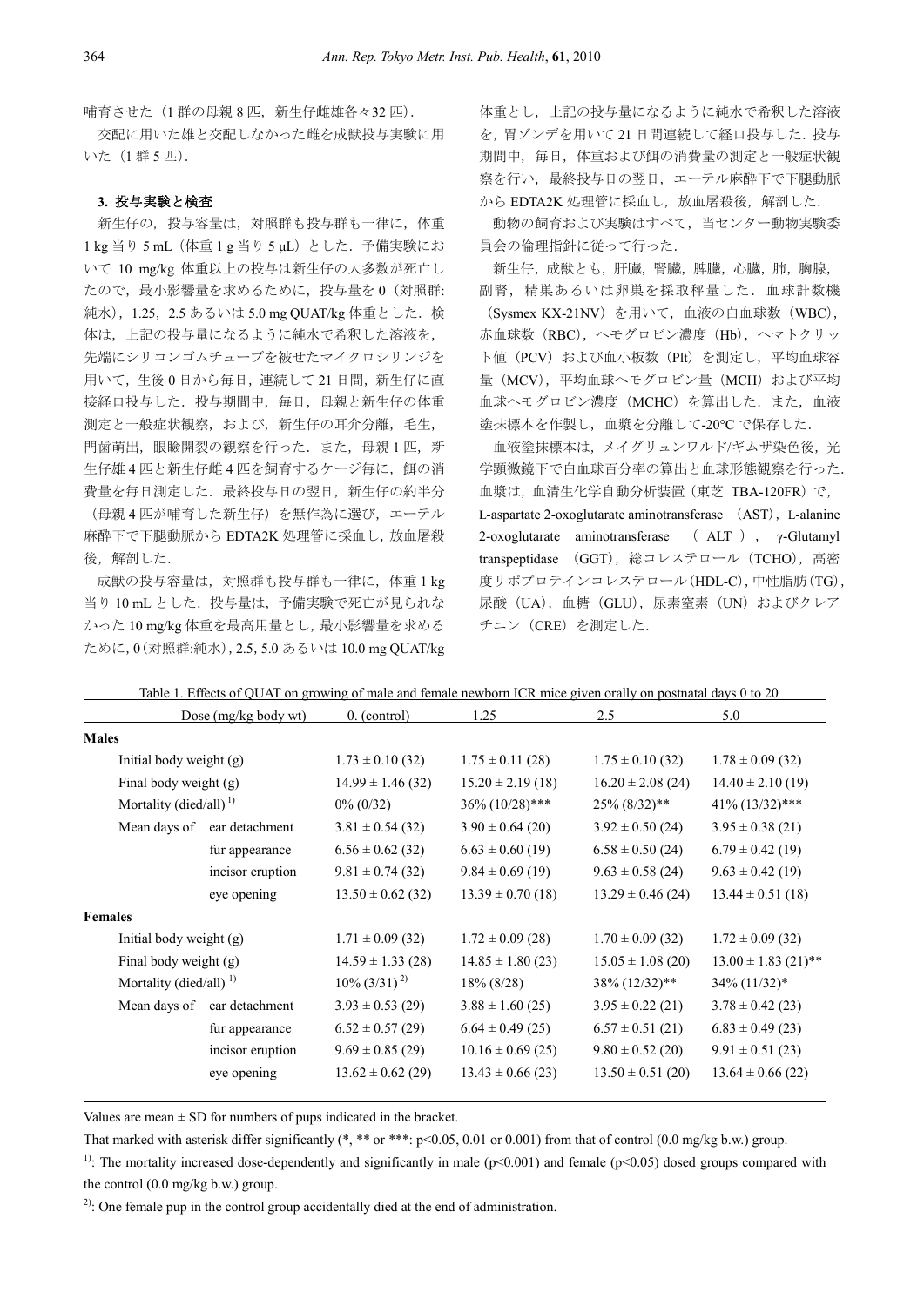哺育させた（1 群の母親 8 匹，新生仔雌雄各々32 匹）．

交配に用いた雄と交配しなかった雌を成獣投与実験に用いた（1 群 5 匹）．

### 3. 投与実験と検査

新生仔の，投与容量は，対照群も投与群も一律に，体重 1 kg 当り 5 mL（体重 1 g 当り 5 μL）とした．予備実験において 10 mg/kg 体重以上の投与は新生仔の大多数が死亡したので，最小影響量を求めるために，投与量を 0（対照群:純水），1.25，2.5 あるいは 5.0 mg QUAT/kg 体重とした．検体は，上記の投与量になるように純水で希釈した溶液を，先端にシリコンゴムチューブを被せたマイクロシリンジを用いて，生後 0 日から毎日，連続して 21 日間，新生仔に直接経口投与した．投与期間中，毎日，母親と新生仔の体重測定と一般症状観察，および，新生仔の耳介分離，毛生，門歯萌出，眼瞼開裂の観察を行った．また，母親 1 匹，新生仔雄 4 匹と新生仔雌 4 匹を飼育するケージ毎に，餌の消費量を毎日測定した．最終投与日の翌日，新生仔の約半分（母親 4 匹が哺育した新生仔）を無作為に選び，エーテル麻酔下で下腿動脈から EDTA2K 処理管に採血し，放血屠殺後，解剖した．

成獣の投与容量は，対照群も投与群も一律に，体重 1 kg 当り 10 mL とした．投与量は，予備実験で死亡が見られなかった 10 mg/kg 体重を最高用量とし，最小影響量を求めるために，0（対照群:純水），2.5，5.0 あるいは 10.0 mg QUAT/kg 体重とし，上記の投与量になるように純水で希釈した溶液を，胃ゾンデを用いて 21 日間連続して経口投与した．投与期間中，毎日，体重および餌の消費量の測定と一般症状観察を行い，最終投与日の翌日，エーテル麻酔下で下腿動脈から EDTA2K 処理管に採血し，放血屠殺後，解剖した．

動物の飼育および実験はすべて，当センター動物実験委員会の倫理指針に従って行った．

新生仔，成獣とも，肝臓，腎臓，脾臓，心臓，肺，胸腺，副腎，精巣あるいは卵巣を採取秤量した．血球計数機（Sysmex KX-21NV）を用いて，血液の白血球数（WBC），赤血球数（RBC），ヘモグロビン濃度（Hb），ヘマトクリット値（PCV）および血小板数（Plt）を測定し，平均血球容量（MCV），平均血球ヘモグロビン量（MCH）および平均血球ヘモグロビン濃度（MCHC）を算出した．また，血液塗抹標本を作製し，血漿を分離して-20°C で保存した．

血液塗抹標本は，メイグリュンワルド/ギムザ染色後，光学顕微鏡下で白血球百分率の算出と血球形態観察を行った．血漿は，血清生化学自動分析装置（東芝 TBA-120FR）で，L-aspartate 2-oxoglutarate aminotransferase （AST），L-alanine 2-oxoglutarate aminotransferase （ALT），γ-Glutamyl transpeptidase （GGT），総コレステロール（TCHO），高密度リポプロテインコレステロール（HDL-C），中性脂肪（TG），尿酸（UA），血糖（GLU），尿素窒素（UN）およびクレアチニン（CRE）を測定した．

Table 1. Effects of QUAT on growing of male and female newborn ICR mice given orally on postnatal days 0 to 20

| Dose (mg/kg body wt) | | 0. (control) | 1.25 | 2.5 | 5.0 |
|---|---|---|---|---|---|
| **Males** | | | | | |
| Initial body weight (g) | | 1.73 ± 0.10 (32) | 1.75 ± 0.11 (28) | 1.75 ± 0.10 (32) | 1.78 ± 0.09 (32) |
| Final body weight (g) | | 14.99 ± 1.46 (32) | 15.20 ± 2.19 (18) | 16.20 ± 2.08 (24) | 14.40 ± 2.10 (19) |
| Mortality (died/all) [1] | | 0% (0/32) | 36% (10/28)*** | 25% (8/32)** | 41% (13/32)*** |
| Mean days of | ear detachment | 3.81 ± 0.54 (32) | 3.90 ± 0.64 (20) | 3.92 ± 0.50 (24) | 3.95 ± 0.38 (21) |
| | fur appearance | 6.56 ± 0.62 (32) | 6.63 ± 0.60 (19) | 6.58 ± 0.50 (24) | 6.79 ± 0.42 (19) |
| | incisor eruption | 9.81 ± 0.74 (32) | 9.84 ± 0.69 (19) | 9.63 ± 0.58 (24) | 9.63 ± 0.42 (19) |
| | eye opening | 13.50 ± 0.62 (32) | 13.39 ± 0.70 (18) | 13.29 ± 0.46 (24) | 13.44 ± 0.51 (18) |
| **Females** | | | | | |
| Initial body weight (g) | | 1.71 ± 0.09 (32) | 1.72 ± 0.09 (28) | 1.70 ± 0.09 (32) | 1.72 ± 0.09 (32) |
| Final body weight (g) | | 14.59 ± 1.33 (28) | 14.85 ± 1.80 (23) | 15.05 ± 1.08 (20) | 13.00 ± 1.83 (21)** |
| Mortality (died/all) [1] | | 10% (3/31) [2] | 18% (8/28) | 38% (12/32)** | 34% (11/32)* |
| Mean days of | ear detachment | 3.93 ± 0.53 (29) | 3.88 ± 1.60 (25) | 3.95 ± 0.22 (21) | 3.78 ± 0.42 (23) |
| | fur appearance | 6.52 ± 0.57 (29) | 6.64 ± 0.49 (25) | 6.57 ± 0.51 (21) | 6.83 ± 0.49 (23) |
| | incisor eruption | 9.69 ± 0.85 (29) | 10.16 ± 0.69 (25) | 9.80 ± 0.52 (20) | 9.91 ± 0.51 (23) |
| | eye opening | 13.62 ± 0.62 (29) | 13.43 ± 0.66 (23) | 13.50 ± 0.51 (20) | 13.64 ± 0.66 (22) |

Values are mean ± SD for numbers of pups indicated in the bracket.

That marked with asterisk differ significantly (*, ** or ***: $p<0.05$, 0.01 or 0.001) from that of control (0.0 mg/kg b.w.) group.

[1]: The mortality increased dose-dependently and significantly in male ($p<0.001$) and female ($p<0.05$) dosed groups compared with the control (0.0 mg/kg b.w.) group.

[2]: One female pup in the control group accidentally died at the end of administration.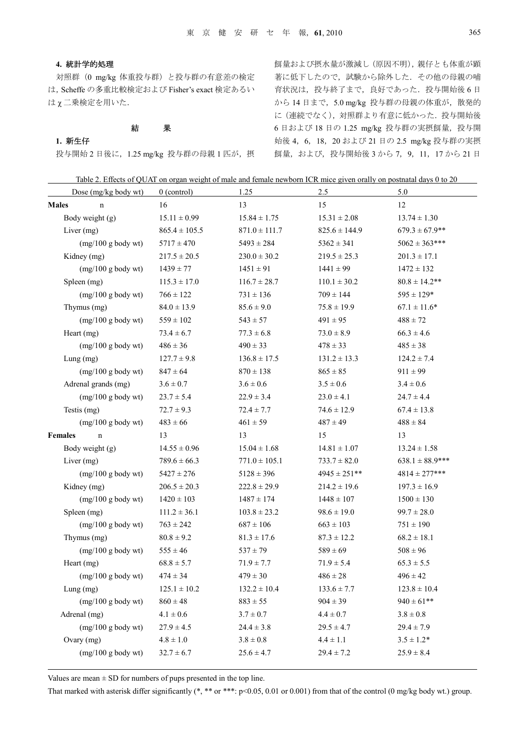#### 4. 統計学的処理

対照群（0 mg/kg 体重投与群）と投与群の有意差の検定は, Scheffe の多重比較検定および Fisher's exact 検定あるいは χ 二乗検定を用いた.

## 結　　果

### 1. 新生仔

投与開始 2 日後に，1.25 mg/kg 投与群の母親 1 匹が，摂餌量および摂水量が激減し（原因不明），親仔とも体重が顕著に低下したので，試験から除外した．その他の母親の哺育状況は，投与終了まで，良好であった．投与開始後 6 日から 14 日まで，5.0 mg/kg 投与群の母親の体重が，散発的に（連続でなく），対照群より有意に低かった．投与開始後 6 日および 18 日の 1.25 mg/kg 投与群の実摂餌量，投与開始後 4，6，18，20 および 21 日の 2.5 mg/kg 投与群の実摂餌量，および，投与開始後 3 から 7，9，11，17 から 21 日

Table 2. Effects of QUAT on organ weight of male and female newborn ICR mice given orally on postnatal days 0 to 20

| Dose (mg/kg body wt) | 0 (control) | 1.25 | 2.5 | 5.0 |
|---|---|---|---|---|
| **Males**　n | 16 | 13 | 15 | 12 |
| Body weight (g) | 15.11 ± 0.99 | 15.84 ± 1.75 | 15.31 ± 2.08 | 13.74 ± 1.30 |
| Liver (mg) | 865.4 ± 105.5 | 871.0 ± 111.7 | 825.6 ± 144.9 | 679.3 ± 67.9** |
| (mg/100 g body wt) | 5717 ± 470 | 5493 ± 284 | 5362 ± 341 | 5062 ± 363*** |
| Kidney (mg) | 217.5 ± 20.5 | 230.0 ± 30.2 | 219.5 ± 25.3 | 201.3 ± 17.1 |
| (mg/100 g body wt) | 1439 ± 77 | 1451 ± 91 | 1441 ± 99 | 1472 ± 132 |
| Spleen (mg) | 115.3 ± 17.0 | 116.7 ± 28.7 | 110.1 ± 30.2 | 80.8 ± 14.2** |
| (mg/100 g body wt) | 766 ± 122 | 731 ± 136 | 709 ± 144 | 595 ± 129* |
| Thymus (mg) | 84.0 ± 13.9 | 85.6 ± 9.0 | 75.8 ± 19.9 | 67.1 ± 11.6* |
| (mg/100 g body wt) | 559 ± 102 | 543 ± 57 | 491 ± 95 | 488 ± 72 |
| Heart (mg) | 73.4 ± 6.7 | 77.3 ± 6.8 | 73.0 ± 8.9 | 66.3 ± 4.6 |
| (mg/100 g body wt) | 486 ± 36 | 490 ± 33 | 478 ± 33 | 485 ± 38 |
| Lung (mg) | 127.7 ± 9.8 | 136.8 ± 17.5 | 131.2 ± 13.3 | 124.2 ± 7.4 |
| (mg/100 g body wt) | 847 ± 64 | 870 ± 138 | 865 ± 85 | 911 ± 99 |
| Adrenal grands (mg) | 3.6 ± 0.7 | 3.6 ± 0.6 | 3.5 ± 0.6 | 3.4 ± 0.6 |
| (mg/100 g body wt) | 23.7 ± 5.4 | 22.9 ± 3.4 | 23.0 ± 4.1 | 24.7 ± 4.4 |
| Testis (mg) | 72.7 ± 9.3 | 72.4 ± 7.7 | 74.6 ± 12.9 | 67.4 ± 13.8 |
| (mg/100 g body wt) | 483 ± 66 | 461 ± 59 | 487 ± 49 | 488 ± 84 |
| **Females**　n | 13 | 13 | 15 | 13 |
| Body weight (g) | 14.55 ± 0.96 | 15.04 ± 1.68 | 14.81 ± 1.07 | 13.24 ± 1.58 |
| Liver (mg) | 789.6 ± 66.3 | 771.0 ± 105.1 | 733.7 ± 82.0 | 638.1 ± 88.9*** |
| (mg/100 g body wt) | 5427 ± 276 | 5128 ± 396 | 4945 ± 251** | 4814 ± 277*** |
| Kidney (mg) | 206.5 ± 20.3 | 222.8 ± 29.9 | 214.2 ± 19.6 | 197.3 ± 16.9 |
| (mg/100 g body wt) | 1420 ± 103 | 1487 ± 174 | 1448 ± 107 | 1500 ± 130 |
| Spleen (mg) | 111.2 ± 36.1 | 103.8 ± 23.2 | 98.6 ± 19.0 | 99.7 ± 28.0 |
| (mg/100 g body wt) | 763 ± 242 | 687 ± 106 | 663 ± 103 | 751 ± 190 |
| Thymus (mg) | 80.8 ± 9.2 | 81.3 ± 17.6 | 87.3 ± 12.2 | 68.2 ± 18.1 |
| (mg/100 g body wt) | 555 ± 46 | 537 ± 79 | 589 ± 69 | 508 ± 96 |
| Heart (mg) | 68.8 ± 5.7 | 71.9 ± 7.7 | 71.9 ± 5.4 | 65.3 ± 5.5 |
| (mg/100 g body wt) | 474 ± 34 | 479 ± 30 | 486 ± 28 | 496 ± 42 |
| Lung (mg) | 125.1 ± 10.2 | 132.2 ± 10.4 | 133.6 ± 7.7 | 123.8 ± 10.4 |
| (mg/100 g body wt) | 860 ± 48 | 883 ± 55 | 904 ± 39 | 940 ± 61** |
| Adrenal (mg) | 4.1 ± 0.6 | 3.7 ± 0.7 | 4.4 ± 0.7 | 3.8 ± 0.8 |
| (mg/100 g body wt) | 27.9 ± 4.5 | 24.4 ± 3.8 | 29.5 ± 4.7 | 29.4 ± 7.9 |
| Ovary (mg) | 4.8 ± 1.0 | 3.8 ± 0.8 | 4.4 ± 1.1 | 3.5 ± 1.2* |
| (mg/100 g body wt) | 32.7 ± 6.7 | 25.6 ± 4.7 | 29.4 ± 7.2 | 25.9 ± 8.4 |

Values are mean ± SD for numbers of pups presented in the top line.

That marked with asterisk differ significantly (*, ** or ***: $p<0.05$, 0.01 or 0.001) from that of the control (0 mg/kg body wt.) group.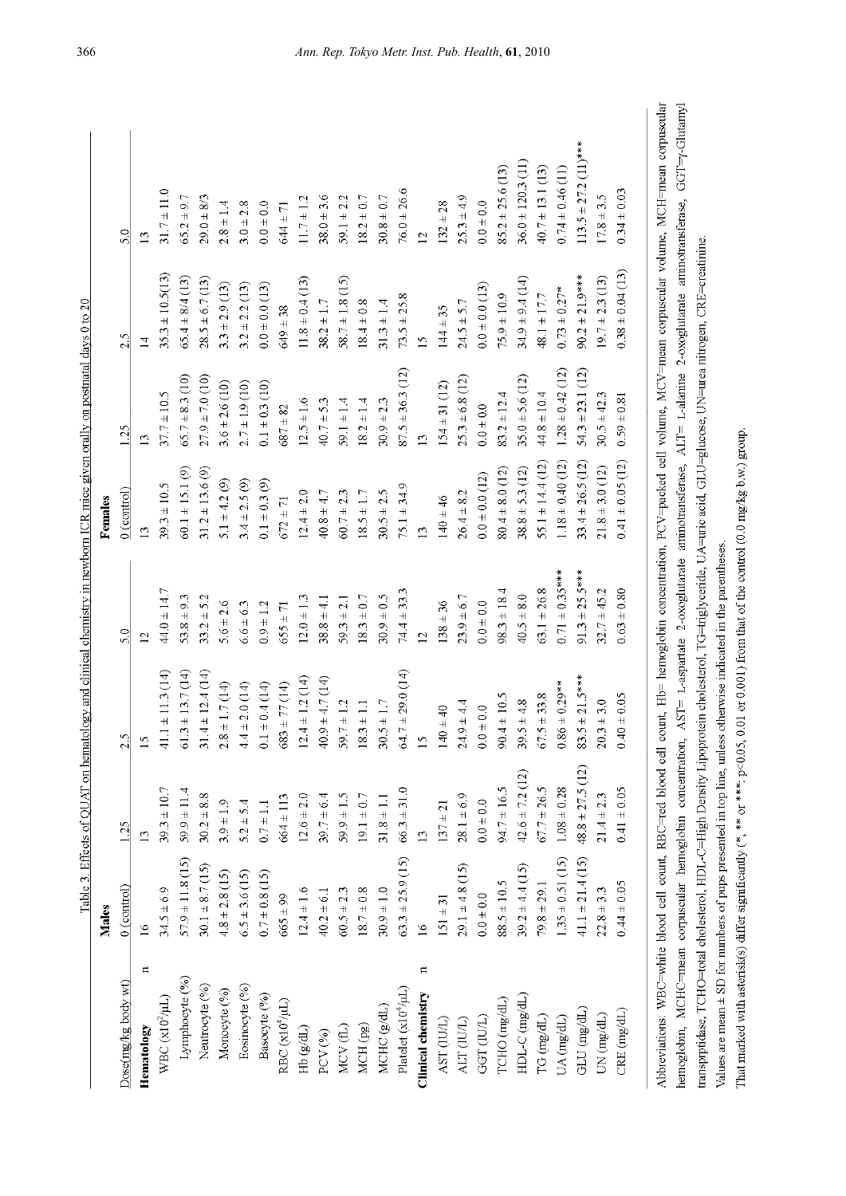Table 3. Effects of QUAT on hematology and clinical chemistry in newborn ICR mice given orally on postnatal days 0 to 20

| Dose(mg/kg body wt) | Males | | | | Females | | | |
|---|---|---|---|---|---|---|---|---|
| | 0 (control) | 1.25 | 2.5 | 5.0 | 0 (control) | 1.25 | 2.5 | 5.0 |
| **Hematology** n | 16 | 13 | 15 | 12 | 13 | 13 | 14 | 13 |
| WBC ($\times10^2/\mu$L) | 34.5 ± 6.9 | 39.3 ± 10.7 | 41.1 ± 11.3 (14) | 44.0 ± 14.7 | 39.3 ± 10.5 | 37.7 ± 10.5 | 35.3 ± 10.5(13) | 31.7 ± 11.0 |
| Lymphocyte (%) | 57.9 ± 11.8 (15) | 59.9 ± 11.4 | 61.3 ± 13.7 (14) | 53.8 ± 9.3 | 60.1 ± 15.1 (9) | 65.7 ± 8.3 (10) | 65.4 ± 8/4 (13) | 65.2 ± 9.7 |
| Neutrocyte (%) | 30.1 ± 8.7 (15) | 30.2 ± 8.8 | 31.4 ± 12.4 (14) | 33.2 ± 5.2 | 31.2 ± 13.6 (9) | 27.9 ± 7.0 (10) | 28.5 ± 6.7 (13) | 29.0 ± 8/3 |
| Monocyte (%) | 4.8 ± 2.8 (15) | 3.9 ± 1.9 | 2.8 ± 1.7 (14) | 5.6 ± 2.6 | 5.1 ± 4.2 (9) | 3.6 ± 2.6 (10) | 3.3 ± 2.9 (13) | 2.8 ± 1.4 |
| Eosinocyte (%) | 6.5 ± 3.6 (15) | 5.2 ± 5.4 | 4.4 ± 2.0 (14) | 6.6 ± 6.3 | 3.4 ± 2.5 (9) | 2.7 ± 1.9 (10) | 3.2 ± 2.2 (13) | 3.0 ± 2.8 |
| Basocyte (%) | 0.7 ± 0.8 (15) | 0.7 ± 1.1 | 0.1 ± 0.4 (14) | 0.9 ± 1.2 | 0.1 ± 0.3 (9) | 0.1 ± 0.3 (10) | 0.0 ± 0.0 (13) | 0.0 ± 0.0 |
| RBC ($\times10^4/\mu$L) | 665 ± 99 | 664 ± 113 | 683 ± 77 (14) | 655 ± 71 | 672 ± 71 | 687 ± 82 | 649 ± 38 | 644 ± 71 |
| Hb (g/dL) | 12.4 ± 1.6 | 12.6 ± 2.0 | 12.4 ± 1.2 (14) | 12.0 ± 1.3 | 12.4 ± 2.0 | 12.5 ± 1.6 | 11.8 ± 0.4 (13) | 11.7 ± 1.2 |
| PCV (%) | 40.2 ± 6.1 | 39.7 ± 6.4 | 40.9 ± 4.7 (14) | 38.8 ± 4.1 | 40.8 ± 4.7 | 40.7 ± 5.3 | 38.2 ± 1.7 | 38.0 ± 3.6 |
| MCV (fL) | 60.5 ± 2.3 | 59.9 ± 1.5 | 59.7 ± 1.2 | 59.3 ± 2.1 | 60.7 ± 2.3 | 59.1 ± 1.4 | 58.7 ± 1.8 (15) | 59.1 ± 2.2 |
| MCH (pg) | 18.7 ± 0.8 | 19.1 ± 0.7 | 18.3 ± 1.1 | 18.3 ± 0.7 | 18.5 ± 1.7 | 18.2 ± 1.4 | 18.4 ± 0.8 | 18.2 ± 0.7 |
| MCHC (g/dL) | 30.9 ± 1.0 | 31.8 ± 1.1 | 30.5 ± 1.7 | 30.9 ± 0.5 | 30.5 ± 2.5 | 30.9 ± 2.3 | 31.3 ± 1.4 | 30.8 ± 0.7 |
| Platelet ($\times10^4/\mu$L) | 63.3 ± 25.9 (15) | 66.3 ± 31.0 | 64.7 ± 29.0 (14) | 74.4 ± 33.3 | 75.1 ± 34.9 | 87.5 ± 36.3 (12) | 73.5 ± 25.8 | 76.0 ± 26.6 |
| **Clinical chemistry** n | 16 | 13 | 15 | 12 | 13 | 13 | 15 | 12 |
| AST (IU/L) | 151 ± 31 | 137 ± 21 | 140 ± 40 | 138 ± 36 | 140 ± 46 | 154 ± 31 (12) | 144 ± 35 | 132 ± 28 |
| ALT (IU/L) | 29.1 ± 4.8 (15) | 28.1 ± 6.9 | 24.9 ± 4.4 | 23.9 ± 6.7 | 26.4 ± 8.2 | 25.3 ± 6.8 (12) | 24.5 ± 5.7 | 25.3 ± 4.9 |
| GGT (IU/L) | 0.0 ± 0.0 | 0.0 ± 0.0 | 0.0 ± 0.0 | 0.0 ± 0.0 | 0.0 ± 0.0 (12) | 0.0 ± 0.0 | 0.0 ± 0.0 (13) | 0.0 ± 0.0 |
| TCHO (mg/dL) | 88.5 ± 10.5 | 94.7 ± 16.5 | 90.4 ± 10.5 | 98.3 ± 18.4 | 80.4 ± 8.0 (12) | 83.2 ± 12.4 | 75.9 ± 10.9 | 85.2 ± 25.6 (13) |
| HDL-C (mg/dL) | 39.2 ± 4.4 (15) | 42.6 ± 7.2 (12) | 39.5 ± 4.8 | 40.5 ± 8.0 | 38.8 ± 5.3 (12) | 35.0 ± 5.6 (12) | 34.9 ± 9.4 (14) | 36.0 ± 120.3 (11) |
| TG (mg/dL) | 79.8 ± 29.1 | 67.7 ± 26.5 | 67.5 ± 33.8 | 63.1 ± 26.8 | 55.1 ± 14.4 (12) | 44.8 ± 10.4 | 48.1 ± 17.7 | 40.7 ± 13.1 (13) |
| UA (mg/dL) | 1.35 ± 0.51 (15) | 1.08 ± 0.28 | 0.86 ± 0.29** | 0.71 ± 0.35*** | 1.18 ± 0.40 (12) | 1.28 ± 0.42 (12) | 0.73 ± 0.27* | 0.74 ± 0.46 (11) |
| GLU (mg/dL) | 41.1 ± 21.4 (15) | 48.8 ± 27.5 (12) | 83.5 ± 21.5*** | 91.3 ± 25.5*** | 33.4 ± 26.5 (12) | 54.3 ± 23.1 (12) | 90.2 ± 21.9*** | 113.5 ± 27.2 (11)*** |
| UN (mg/dL) | 22.8 ± 3.3 | 21.4 ± 2.3 | 20.3 ± 3.0 | 32.7 ± 45.2 | 21.8 ± 3.0 (12) | 30.5 ± 42.3 | 19.7 ± 2.3 (13) | 17.8 ± 3.5 |
| CRE (mg/dL) | 0.44 ± 0.05 | 0.41 ± 0.05 | 0.40 ± 0.05 | 0.63 ± 0.80 | 0.41 ± 0.05 (12) | 0.59 ± 0.81 | 0.38 ± 0.04 (13) | 0.34 ± 0.03 |

Abbreviations: WBC=white blood cell count, RBC=red blood cell count, Hb= hemoglobin concentration, PCV=packed cell volume, MCV=mean corpuscular volume, MCH=mean corpuscular hemoglobin, MCHC=mean corpuscular hemoglobin concentration, AST= L-aspartate 2-oxoglutarate aminotransferase, ALT= L-alanine 2-oxoglutarate aminotransferase, GGT=γ-Glutamyl transpeptidase, TCHO=total cholesterol, HDL-C=High Density Lipoprotein cholesterol, TG=triglyceride, UA=uric acid, GLU=glucose, UN=urea nitrogen, CRE=creatinine.

Values are mean ± SD for numbers of pups presented in top line, unless otherwise indicated in the parentheses.

That marked with asterisk(s) differ significantly (*, ** or ***: $p<0.05$, 0.01 or 0.001) from that of the control (0.0 mg/kg b.w.) group.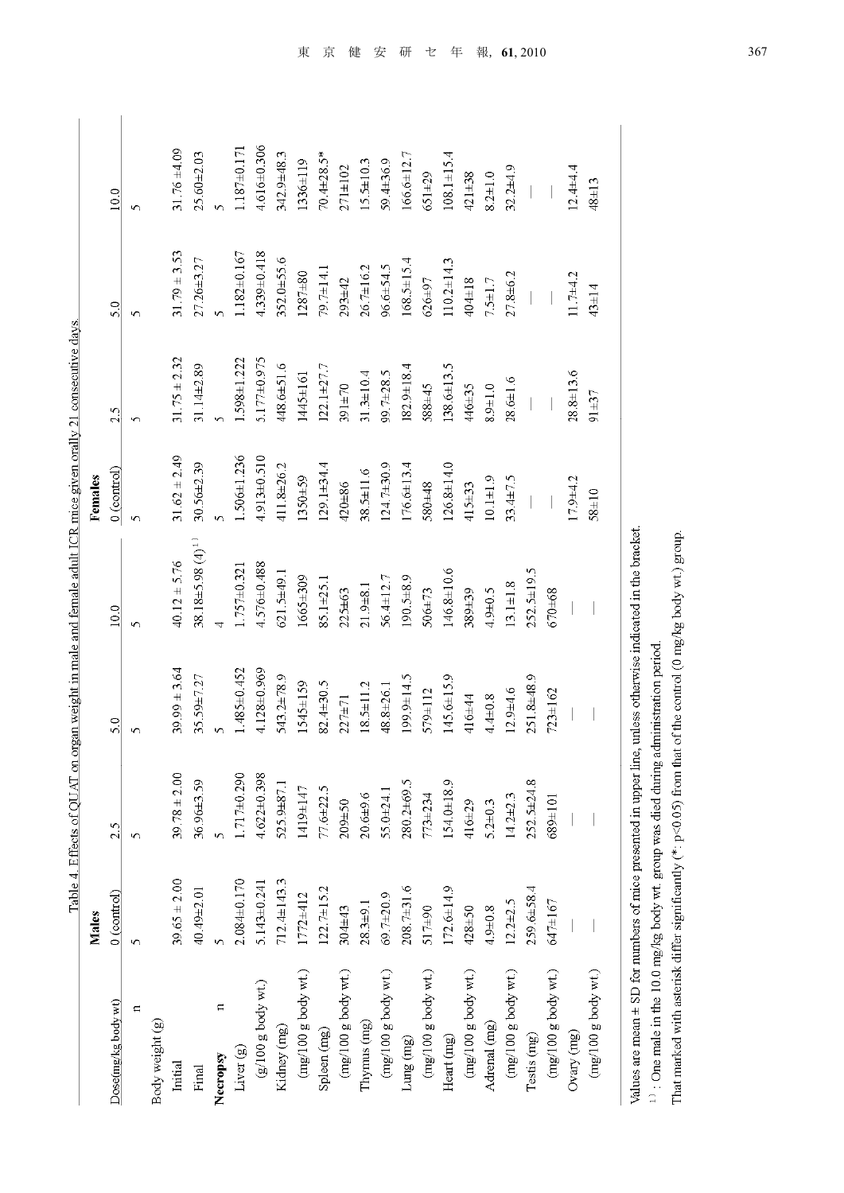Table 4. Effects of QUAT on organ weight in male and female adult ICR mice given orally 21 consecutive days.

| Dose(mg/kg body wt) | Males 0 (control) | 2.5 | 5.0 | 10.0 | Females 0 (control) | 2.5 | 5.0 | 10.0 |
|---|---|---|---|---|---|---|---|---|
| n | 5 | 5 | 5 | 5 | 5 | 5 | 5 | 5 |
| Body weight (g) | | | | | | | | |
| Initial | 39.65 ± 2.00 | 39.78 ± 2.00 | 39.99 ± 3.64 | 40.12 ± 5.76 | 31.62 ± 2.49 | 31.75 ± 2.32 | 31.79 ± 3.53 | 31.76 ±4.09 |
| Final | 40.49±2.01 | 36.96±3.59 | 35.59±7.27 | 38.18±5.98 (4)[1] | 30.56±2.39 | 31.14±2.89 | 27.26±3.27 | 25.60±2.03 |
| **Necropsy** n | 5 | 5 | 5 | 4 | 5 | 5 | 5 | 5 |
| Liver (g) | 2.084±0.170 | 1.717±0.290 | 1.485±0.452 | 1.757±0.321 | 1.506±1.236 | 1.598±1.222 | 1.182±0.167 | 1.187±0.171 |
| (g/100 g body wt.) | 5.143±0.241 | 4.622±0.398 | 4.128±0.969 | 4.576±0.488 | 4.913±0.510 | 5.177±0.975 | 4.339±0.418 | 4.616±0.306 |
| Kidney (mg) | 712.4±143.3 | 525.9±87.1 | 543.2±78.9 | 621.5±49.1 | 411.8±26.2 | 448.6±51.6 | 352.0±55.6 | 342.9±48.3 |
| (mg/100 g body wt.) | 1772±412 | 1419±147 | 1545±159 | 1665±309 | 1350±59 | 1445±161 | 1287±80 | 1336±119 |
| Spleen (mg) | 122.7±15.2 | 77.6±22.5 | 82.4±30.5 | 85.1±25.1 | 129.1±34.4 | 122.1±27.7 | 79.7±14.1 | 70.4±28.5* |
| (mg/100 g body wt.) | 304±43 | 209±50 | 227±71 | 225±63 | 420±86 | 391±70 | 293±42 | 271±102 |
| Thymus (mg) | 28.3±9.1 | 20.6±9.6 | 18.5±11.2 | 21.9±8.1 | 38.5±11.6 | 31.3±10.4 | 26.7±16.2 | 15.5±10.3 |
| (mg/100 g body wt.) | 69.7±20.9 | 55.0±24.1 | 48.8±26.1 | 56.4±12.7 | 124.7±30.9 | 99.7±28.5 | 96.6±54.5 | 59.4±36.9 |
| Lung (mg) | 208.7±31.6 | 280.2±69.5 | 199.9±14.5 | 190.5±8.9 | 176.6±13.4 | 182.9±18.4 | 168.5±15.4 | 166.6±12.7 |
| (mg/100 g body wt.) | 517±90 | 773±234 | 579±112 | 506±73 | 580±48 | 588±45 | 626±97 | 651±29 |
| Heart (mg) | 172.6±14.9 | 154.0±18.9 | 145.6±15.9 | 146.8±10.6 | 126.8±14.0 | 138.6±13.5 | 110.2±14.3 | 108.1±15.4 |
| (mg/100 g body wt.) | 428±50 | 416±29 | 416±44 | 389±39 | 415±33 | 446±35 | 404±18 | 421±38 |
| Adrenal (mg) | 4.9±0.8 | 5.2±0.3 | 4.4±0.8 | 4.9±0.5 | 10.1±1.9 | 8.9±1.0 | 7.5±1.7 | 8.2±1.0 |
| (mg/100 g body wt.) | 12.2±2.5 | 14.2±2.3 | 12.9±4.6 | 13.1±1.8 | 33.4±7.5 | 28.6±1.6 | 27.8±6.2 | 32.2±4.9 |
| Testis (mg) | 259.6±58.4 | 252.5±24.8 | 251.8±48.9 | 252.5±19.5 | — | — | — | — |
| (mg/100 g body wt.) | 647±167 | 689±101 | 723±162 | 670±68 | — | — | — | — |
| Ovary (mg) | — | — | — | — | 17.9±4.2 | 28.8±13.6 | 11.7±4.2 | 12.4±4.4 |
| (mg/100 g body wt.) | — | — | — | — | 58±10 | 91±37 | 43±14 | 48±13 |

Values are mean ± SD for numbers of mice presented in upper line, unless otherwise indicated in the bracket.

[1] : One male in the 10.0 mg/kg body wt. group was died during administration period.

That marked with asterisk differ significantly (*: $p<0.05$) from that of the control (0 mg/kg body wt.) group.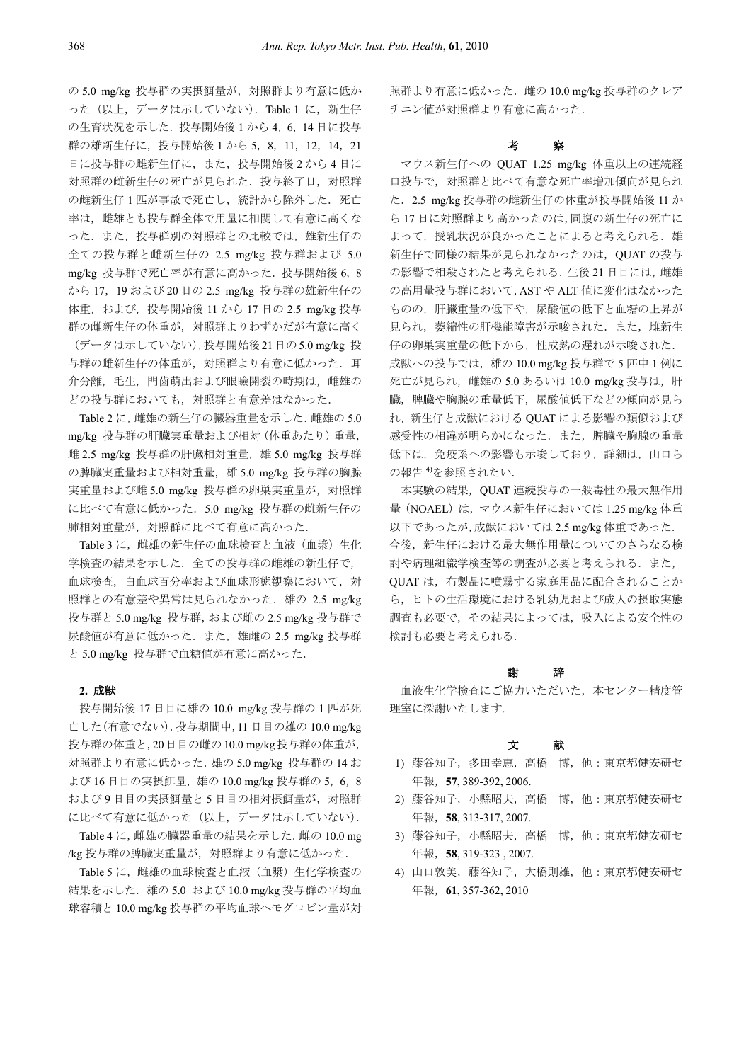の 5.0 mg/kg 投与群の実摂餌量が，対照群より有意に低かった（以上，データは示していない）．Table 1 に，新生仔の生育状況を示した．投与開始後 1 から 4，6，14 日に投与群の雄新生仔に，投与開始後 1 から 5，8，11，12，14，21 日に投与群の雌新生仔に，また，投与開始後 2 から 4 日に対照群の雌新生仔の死亡が見られた．投与終了日，対照群の雌新生仔 1 匹が事故で死亡し，統計から除外した．死亡率は，雌雄とも投与群全体で用量に相関して有意に高くなった．また，投与群別の対照群との比較では，雄新生仔の全ての投与群と雌新生仔の 2.5 mg/kg 投与群および 5.0 mg/kg 投与群で死亡率が有意に高かった．投与開始後 6，8 から 17，19 および 20 日の 2.5 mg/kg 投与群の雄新生仔の体重，および，投与開始後 11 から 17 日の 2.5 mg/kg 投与群の雌新生仔の体重が，対照群よりわずかだが有意に高く（データは示していない），投与開始後 21 日の 5.0 mg/kg 投与群の雌新生仔の体重が，対照群より有意に低かった．耳介分離，毛生，門歯萌出および眼瞼開裂の時期は，雌雄のどの投与群においても，対照群と有意差はなかった．

Table 2 に，雌雄の新生仔の臓器重量を示した．雌雄の 5.0 mg/kg 投与群の肝臓実重量および相対（体重あたり）重量，雌 2.5 mg/kg 投与群の肝臓相対重量，雄 5.0 mg/kg 投与群の脾臓実重量および相対重量，雄 5.0 mg/kg 投与群の胸腺実重量および雌 5.0 mg/kg 投与群の卵巣実重量が，対照群に比べて有意に低かった．5.0 mg/kg 投与群の雌新生仔の肺相対重量が，対照群に比べて有意に高かった．

Table 3 に，雌雄の新生仔の血球検査と血液（血漿）生化学検査の結果を示した．全ての投与群の雌雄の新生仔で，血球検査，白血球百分率および血球形態観察において，対照群との有意差や異常は見られなかった．雄の 2.5 mg/kg 投与群と 5.0 mg/kg 投与群，および雌の 2.5 mg/kg 投与群で尿酸値が有意に低かった．また，雄雌の 2.5 mg/kg 投与群と 5.0 mg/kg 投与群で血糖値が有意に高かった．

### 2. 成獣

投与開始後 17 日目に雄の 10.0 mg/kg 投与群の 1 匹が死亡した（有意でない）．投与期間中，11 日目の雄の 10.0 mg/kg 投与群の体重と，20 日目の雌の 10.0 mg/kg 投与群の体重が，対照群より有意に低かった．雄の 5.0 mg/kg 投与群の 14 および 16 日目の実摂餌量，雄の 10.0 mg/kg 投与群の 5，6，8 および 9 日目の実摂餌量と 5 日目の相対摂餌量が，対照群に比べて有意に低かった（以上，データは示していない）．

Table 4 に，雌雄の臓器重量の結果を示した．雌の 10.0 mg /kg 投与群の脾臓実重量が，対照群より有意に低かった．

Table 5 に，雌雄の血球検査と血液（血漿）生化学検査の結果を示した．雄の 5.0 および 10.0 mg/kg 投与群の平均血球容積と 10.0 mg/kg 投与群の平均血球ヘモグロビン量が対照群より有意に低かった．雌の 10.0 mg/kg 投与群のクレアチニン値が対照群より有意に高かった．

## 考　察

マウス新生仔への QUAT 1.25 mg/kg 体重以上の連続経口投与で，対照群と比べて有意な死亡率増加傾向が見られた．2.5 mg/kg 投与群の雌新生仔の体重が投与開始後 11 から 17 日に対照群より高かったのは，同腹の新生仔の死亡によって，授乳状況が良かったことによると考えられる．雄新生仔で同様の結果が見られなかったのは，QUAT の投与の影響で相殺されたと考えられる．生後 21 日目には，雌雄の高用量投与群において，AST や ALT 値に変化はなかったものの，肝臓重量の低下や，尿酸値の低下と血糖の上昇が見られ，萎縮性の肝機能障害が示唆された．また，雌新生仔の卵巣実重量の低下から，性成熟の遅れが示唆された．成獣への投与では，雄の 10.0 mg/kg 投与群で 5 匹中 1 例に死亡が見られ，雌雄の 5.0 あるいは 10.0 mg/kg 投与は，肝臓，脾臓や胸腺の重量低下，尿酸値低下などの傾向が見られ，新生仔と成獣における QUAT による影響の類似および感受性の相違が明らかになった．また，脾臓や胸腺の重量低下は，免疫系への影響も示唆しており，詳細は，山口らの報告[4]を参照されたい．

本実験の結果，QUAT 連続投与の一般毒性の最大無作用量（NOAEL）は，マウス新生仔においては 1.25 mg/kg 体重以下であったが，成獣においては 2.5 mg/kg 体重であった．今後，新生仔における最大無作用量についてのさらなる検討や病理組織学検査等の調査が必要と考えられる．また，QUAT は，布製品に噴霧する家庭用品に配合されることから，ヒトの生活環境における乳幼児および成人の摂取実態調査も必要で，その結果によっては，吸入による安全性の検討も必要と考えられる．

## 謝　辞

血液生化学検査にご協力いただいた，本センター精度管理室に深謝いたします．

## 文　献

1) 藤谷知子，多田幸恵，高橋　博，他：東京都健安研セ年報，**57**, 389-392, 2006.
2) 藤谷知子，小縣昭夫，高橋　博，他：東京都健安研セ年報，**58**, 313-317, 2007.
3) 藤谷知子，小縣昭夫，高橋　博，他：東京都健安研セ年報，**58**, 319-323 , 2007.
4) 山口敦美，藤谷知子，大橋則雄，他：東京都健安研セ年報，**61**, 357-362, 2010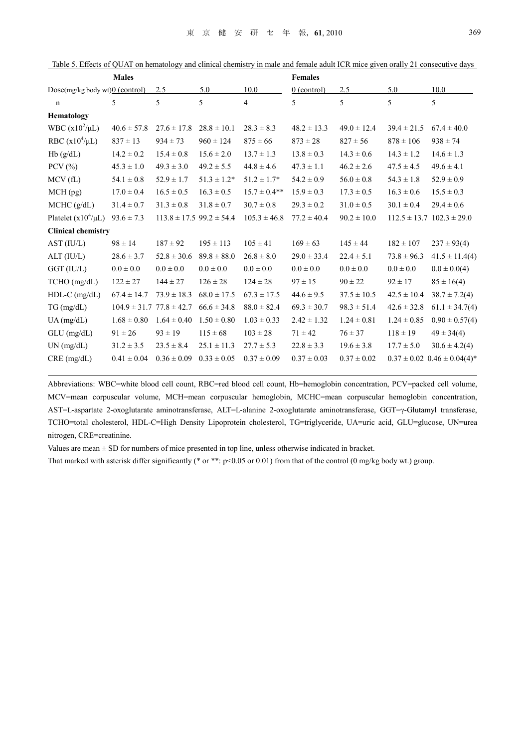Table 5. Effects of QUAT on hematology and clinical chemistry in male and female adult ICR mice given orally 21 consecutive days

| | Males | | | | Females | | | |
|---|---|---|---|---|---|---|---|---|
| Dose(mg/kg body wt) | 0 (control) | 2.5 | 5.0 | 10.0 | 0 (control) | 2.5 | 5.0 | 10.0 |
| n | 5 | 5 | 5 | 4 | 5 | 5 | 5 | 5 |
| **Hematology** | | | | | | | | |
| WBC ($x10^2/\mu L$) | 40.6 ± 57.8 | 27.6 ± 17.8 | 28.8 ± 10.1 | 28.3 ± 8.3 | 48.2 ± 13.3 | 49.0 ± 12.4 | 39.4 ± 21.5 | 67.4 ± 40.0 |
| RBC ($x10^4/\mu L$) | 837 ± 13 | 934 ± 73 | 960 ± 124 | 875 ± 66 | 873 ± 28 | 827 ± 56 | 878 ± 106 | 938 ± 74 |
| Hb (g/dL) | 14.2 ± 0.2 | 15.4 ± 0.8 | 15.6 ± 2.0 | 13.7 ± 1.3 | 13.8 ± 0.3 | 14.3 ± 0.6 | 14.3 ± 1.2 | 14.6 ± 1.3 |
| PCV (%) | 45.3 ± 1.0 | 49.3 ± 3.0 | 49.2 ± 5.5 | 44.8 ± 4.6 | 47.3 ± 1.1 | 46.2 ± 2.6 | 47.5 ± 4.5 | 49.6 ± 4.1 |
| MCV (fL) | 54.1 ± 0.8 | 52.9 ± 1.7 | 51.3 ± 1.2* | 51.2 ± 1.7* | 54.2 ± 0.9 | 56.0 ± 0.8 | 54.3 ± 1.8 | 52.9 ± 0.9 |
| MCH (pg) | 17.0 ± 0.4 | 16.5 ± 0.5 | 16.3 ± 0.5 | 15.7 ± 0.4** | 15.9 ± 0.3 | 17.3 ± 0.5 | 16.3 ± 0.6 | 15.5 ± 0.3 |
| MCHC (g/dL) | 31.4 ± 0.7 | 31.3 ± 0.8 | 31.8 ± 0.7 | 30.7 ± 0.8 | 29.3 ± 0.2 | 31.0 ± 0.5 | 30.1 ± 0.4 | 29.4 ± 0.6 |
| Platelet ($x10^4/\mu L$) | 93.6 ± 7.3 | 113.8 ± 17.5 | 99.2 ± 54.4 | 105.3 ± 46.8 | 77.2 ± 40.4 | 90.2 ± 10.0 | 112.5 ± 13.7 | 102.3 ± 29.0 |
| **Clinical chemistry** | | | | | | | | |
| AST (IU/L) | 98 ± 14 | 187 ± 92 | 195 ± 113 | 105 ± 41 | 169 ± 63 | 145 ± 44 | 182 ± 107 | 237 ± 93(4) |
| ALT (IU/L) | 28.6 ± 3.7 | 52.8 ± 30.6 | 89.8 ± 88.0 | 26.8 ± 8.0 | 29.0 ± 33.4 | 22.4 ± 5.1 | 73.8 ± 96.3 | 41.5 ± 11.4(4) |
| GGT (IU/L) | 0.0 ± 0.0 | 0.0 ± 0.0 | 0.0 ± 0.0 | 0.0 ± 0.0 | 0.0 ± 0.0 | 0.0 ± 0.0 | 0.0 ± 0.0 | 0.0 ± 0.0(4) |
| TCHO (mg/dL) | 122 ± 27 | 144 ± 27 | 126 ± 28 | 124 ± 28 | 97 ± 15 | 90 ± 22 | 92 ± 17 | 85 ± 16(4) |
| HDL-C (mg/dL) | 67.4 ± 14.7 | 73.9 ± 18.3 | 68.0 ± 17.5 | 67.3 ± 17.5 | 44.6 ± 9.5 | 37.5 ± 10.5 | 42.5 ± 10.4 | 38.7 ± 7.2(4) |
| TG (mg/dL) | 104.9 ± 31.7 | 77.8 ± 42.7 | 66.6 ± 34.8 | 88.0 ± 82.4 | 69.3 ± 30.7 | 98.3 ± 51.4 | 42.6 ± 32.8 | 61.1 ± 34.7(4) |
| UA (mg/dL) | 1.68 ± 0.80 | 1.64 ± 0.40 | 1.50 ± 0.80 | 1.03 ± 0.33 | 2.42 ± 1.32 | 1.24 ± 0.81 | 1.24 ± 0.85 | 0.90 ± 0.57(4) |
| GLU (mg/dL) | 91 ± 26 | 93 ± 19 | 115 ± 68 | 103 ± 28 | 71 ± 42 | 76 ± 37 | 118 ± 19 | 49 ± 34(4) |
| UN (mg/dL) | 31.2 ± 3.5 | 23.5 ± 8.4 | 25.1 ± 11.3 | 27.7 ± 5.3 | 22.8 ± 3.3 | 19.6 ± 3.8 | 17.7 ± 5.0 | 30.6 ± 4.2(4) |
| CRE (mg/dL) | 0.41 ± 0.04 | 0.36 ± 0.09 | 0.33 ± 0.05 | 0.37 ± 0.09 | 0.37 ± 0.03 | 0.37 ± 0.02 | 0.37 ± 0.02 | 0.46 ± 0.04(4)* |

Abbreviations: WBC=white blood cell count, RBC=red blood cell count, Hb=hemoglobin concentration, PCV=packed cell volume, MCV=mean corpuscular volume, MCH=mean corpuscular hemoglobin, MCHC=mean corpuscular hemoglobin concentration, AST=L-aspartate 2-oxoglutarate aminotransferase, ALT=L-alanine 2-oxoglutarate aminotransferase, GGT=γ-Glutamyl transferase, TCHO=total cholesterol, HDL-C=High Density Lipoprotein cholesterol, TG=triglyceride, UA=uric acid, GLU=glucose, UN=urea nitrogen, CRE=creatinine.

Values are mean ± SD for numbers of mice presented in top line, unless otherwise indicated in bracket.

That marked with asterisk differ significantly (* or **: $p<0.05$ or 0.01) from that of the control (0 mg/kg body wt.) group.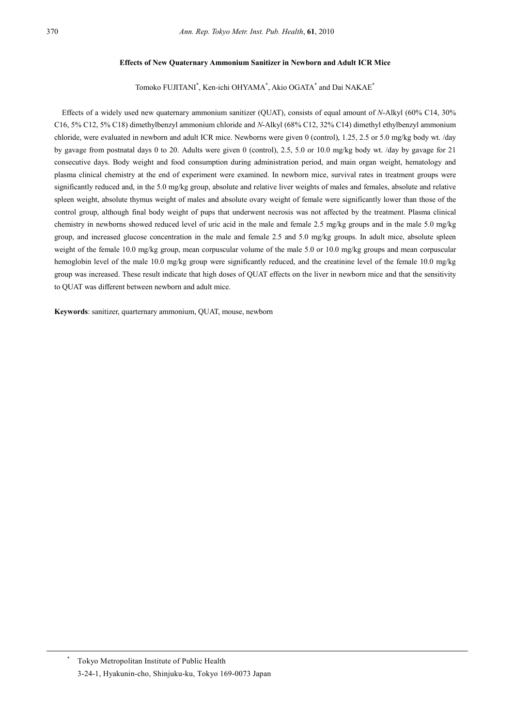**Effects of New Quaternary Ammonium Sanitizer in Newborn and Adult ICR Mice**

Tomoko FUJITANI[*], Ken-ichi OHYAMA[*], Akio OGATA[*] and Dai NAKAE[*]

Effects of a widely used new quaternary ammonium sanitizer (QUAT), consists of equal amount of *N*-Alkyl (60% C14, 30% C16, 5% C12, 5% C18) dimethylbenzyl ammonium chloride and *N*-Alkyl (68% C12, 32% C14) dimethyl ethylbenzyl ammonium chloride, were evaluated in newborn and adult ICR mice. Newborns were given 0 (control), 1.25, 2.5 or 5.0 mg/kg body wt. /day by gavage from postnatal days 0 to 20. Adults were given 0 (control), 2.5, 5.0 or 10.0 mg/kg body wt. /day by gavage for 21 consecutive days. Body weight and food consumption during administration period, and main organ weight, hematology and plasma clinical chemistry at the end of experiment were examined. In newborn mice, survival rates in treatment groups were significantly reduced and, in the 5.0 mg/kg group, absolute and relative liver weights of males and females, absolute and relative spleen weight, absolute thymus weight of males and absolute ovary weight of female were significantly lower than those of the control group, although final body weight of pups that underwent necrosis was not affected by the treatment. Plasma clinical chemistry in newborns showed reduced level of uric acid in the male and female 2.5 mg/kg groups and in the male 5.0 mg/kg group, and increased glucose concentration in the male and female 2.5 and 5.0 mg/kg groups. In adult mice, absolute spleen weight of the female 10.0 mg/kg group, mean corpuscular volume of the male 5.0 or 10.0 mg/kg groups and mean corpuscular hemoglobin level of the male 10.0 mg/kg group were significantly reduced, and the creatinine level of the female 10.0 mg/kg group was increased. These result indicate that high doses of QUAT effects on the liver in newborn mice and that the sensitivity to QUAT was different between newborn and adult mice.

**Keywords**: sanitizer, quarternary ammonium, QUAT, mouse, newborn

---

[*] Tokyo Metropolitan Institute of Public Health
3-24-1, Hyakunin-cho, Shinjuku-ku, Tokyo 169-0073 Japan